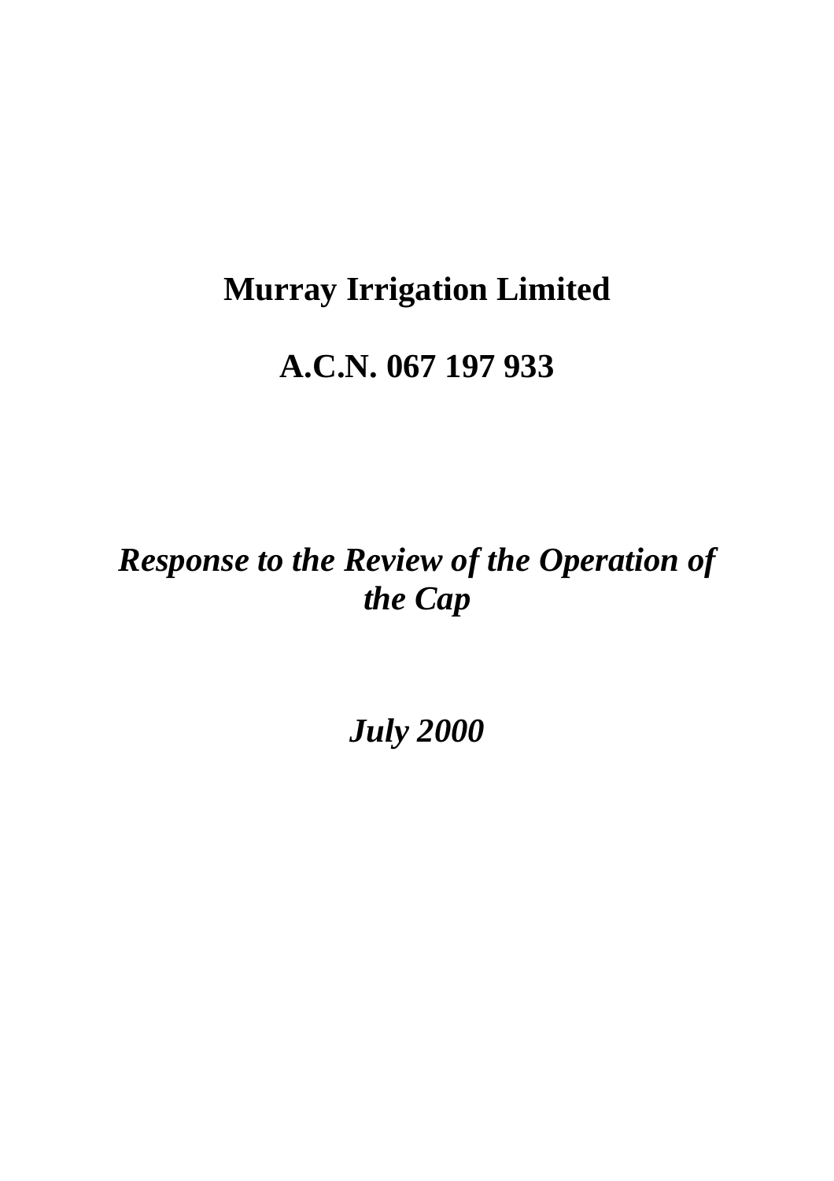# Murray Irrigation Limited

# A.C.N. 067 197 933

## *Response to the Review of the Operation of the Cap*

## *July 2000*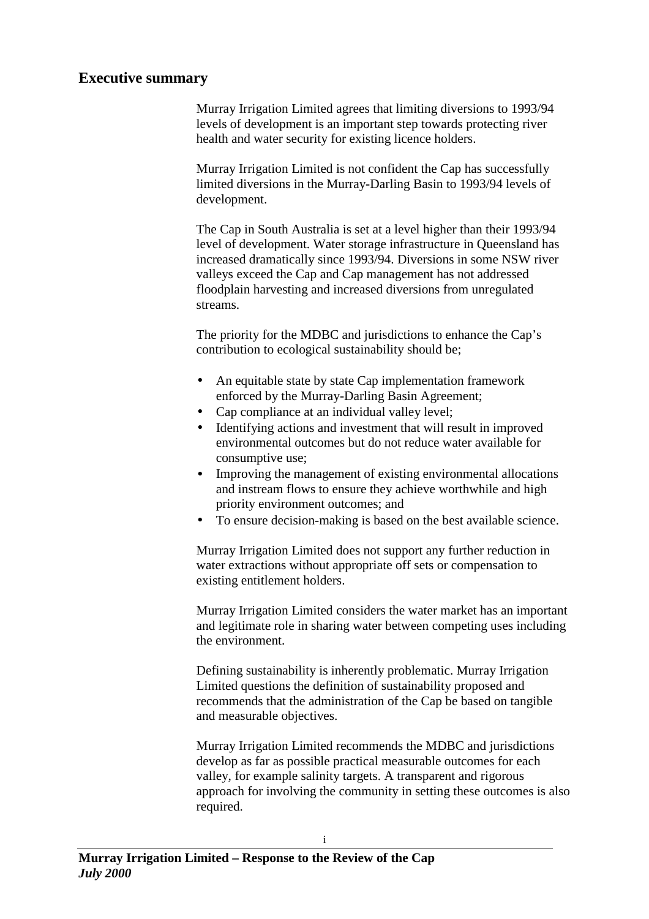## Executive summary

Murray Irrigation Limited agrees that limiting diversions to 1993/94 levels of development is an important step towards protecting river health and water security for existing licence holders.

Murray Irrigation Limited is not confident the Cap has successfully limited diversions in the Murray-Darling Basin to 1993/94 levels of development.

The Cap in South Australia is set at a level higher than their 1993/94 level of development. Water storage infrastructure in Queensland has increased dramatically since 1993/94. Diversions in some NSW river valleys exceed the Cap and Cap management has not addressed floodplain harvesting and increased diversions from unregulated streams.

The priority for the MDBC and jurisdictions to enhance the Cap's contribution to ecological sustainability should be;

- An equitable state by state Cap implementation framework enforced by the Murray-Darling Basin Agreement;
- Cap compliance at an individual valley level;
- Identifying actions and investment that will result in improved environmental outcomes but do not reduce water available for consumptive use;
- Improving the management of existing environmental allocations and instream flows to ensure they achieve worthwhile and high priority environment outcomes; and
- To ensure decision-making is based on the best available science.

Murray Irrigation Limited does not support any further reduction in water extractions without appropriate off sets or compensation to existing entitlement holders.

Murray Irrigation Limited considers the water market has an important and legitimate role in sharing water between competing uses including the environment.

Defining sustainability is inherently problematic. Murray Irrigation Limited questions the definition of sustainability proposed and recommends that the administration of the Cap be based on tangible and measurable objectives.

Murray Irrigation Limited recommends the MDBC and jurisdictions develop as far as possible practical measurable outcomes for each valley, for example salinity targets. A transparent and rigorous approach for involving the community in setting these outcomes is also required.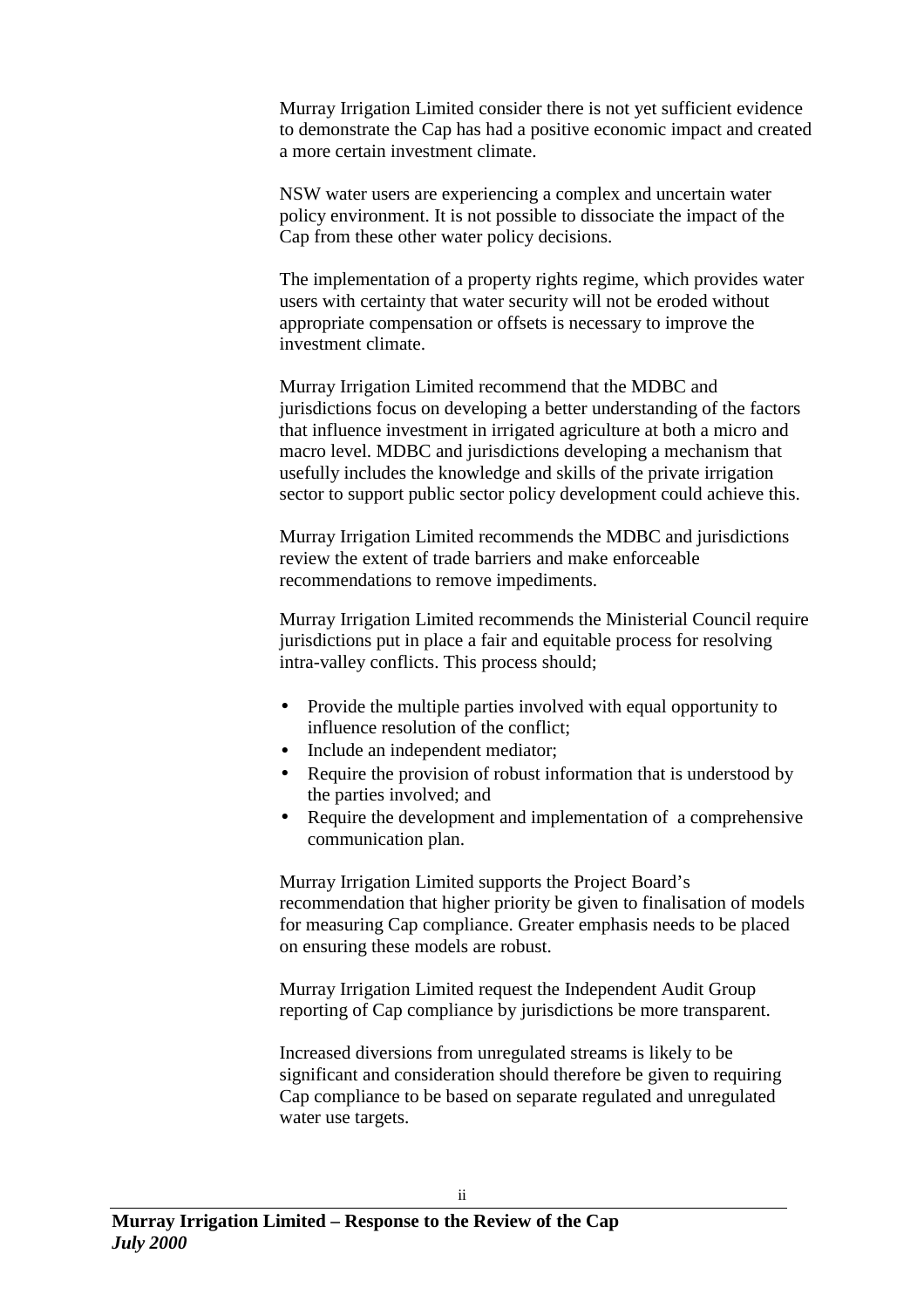Murray Irrigation Limited consider there is not yet sufficient evidence to demonstrate the Cap has had a positive economic impact and created a more certain investment climate.

NSW water users are experiencing a complex and uncertain water policy environment. It is not possible to dissociate the impact of the Cap from these other water policy decisions.

The implementation of a property rights regime, which provides water users with certainty that water security will not be eroded without appropriate compensation or offsets is necessary to improve the investment climate.

Murray Irrigation Limited recommend that the MDBC and jurisdictions focus on developing a better understanding of the factors that influence investment in irrigated agriculture at both a micro and macro level. MDBC and jurisdictions developing a mechanism that usefully includes the knowledge and skills of the private irrigation sector to support public sector policy development could achieve this.

Murray Irrigation Limited recommends the MDBC and jurisdictions review the extent of trade barriers and make enforceable recommendations to remove impediments.

Murray Irrigation Limited recommends the Ministerial Council require jurisdictions put in place a fair and equitable process for resolving intra-valley conflicts. This process should;

- Provide the multiple parties involved with equal opportunity to influence resolution of the conflict;
- Include an independent mediator;
- Require the provision of robust information that is understood by the parties involved; and
- Require the development and implementation of a comprehensive communication plan.

Murray Irrigation Limited supports the Project Board's recommendation that higher priority be given to finalisation of models for measuring Cap compliance. Greater emphasis needs to be placed on ensuring these models are robust.

Murray Irrigation Limited request the Independent Audit Group reporting of Cap compliance by jurisdictions be more transparent.

Increased diversions from unregulated streams is likely to be significant and consideration should therefore be given to requiring Cap compliance to be based on separate regulated and unregulated water use targets.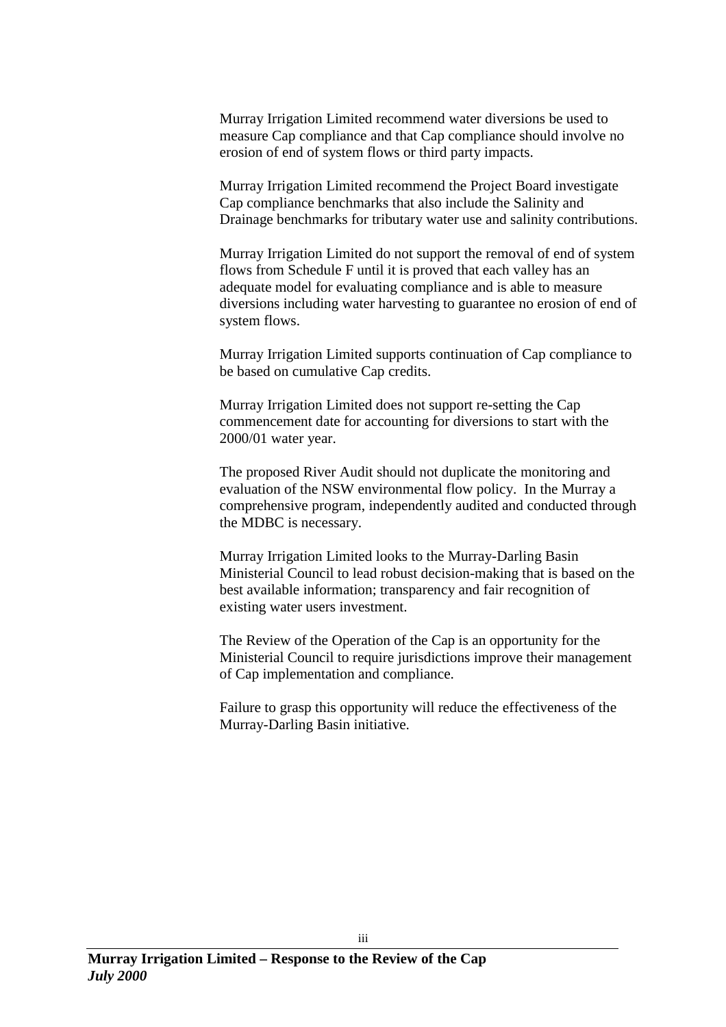Murray Irrigation Limited recommend water diversions be used to measure Cap compliance and that Cap compliance should involve no erosion of end of system flows or third party impacts.

Murray Irrigation Limited recommend the Project Board investigate Cap compliance benchmarks that also include the Salinity and Drainage benchmarks for tributary water use and salinity contributions.

Murray Irrigation Limited do not support the removal of end of system flows from Schedule F until it is proved that each valley has an adequate model for evaluating compliance and is able to measure diversions including water harvesting to guarantee no erosion of end of system flows.

Murray Irrigation Limited supports continuation of Cap compliance to be based on cumulative Cap credits.

Murray Irrigation Limited does not support re-setting the Cap commencement date for accounting for diversions to start with the 2000/01 water year.

The proposed River Audit should not duplicate the monitoring and evaluation of the NSW environmental flow policy. In the Murray a comprehensive program, independently audited and conducted through the MDBC is necessary.

Murray Irrigation Limited looks to the Murray-Darling Basin Ministerial Council to lead robust decision-making that is based on the best available information; transparency and fair recognition of existing water users investment.

The Review of the Operation of the Cap is an opportunity for the Ministerial Council to require jurisdictions improve their management of Cap implementation and compliance.

Failure to grasp this opportunity will reduce the effectiveness of the Murray-Darling Basin initiative.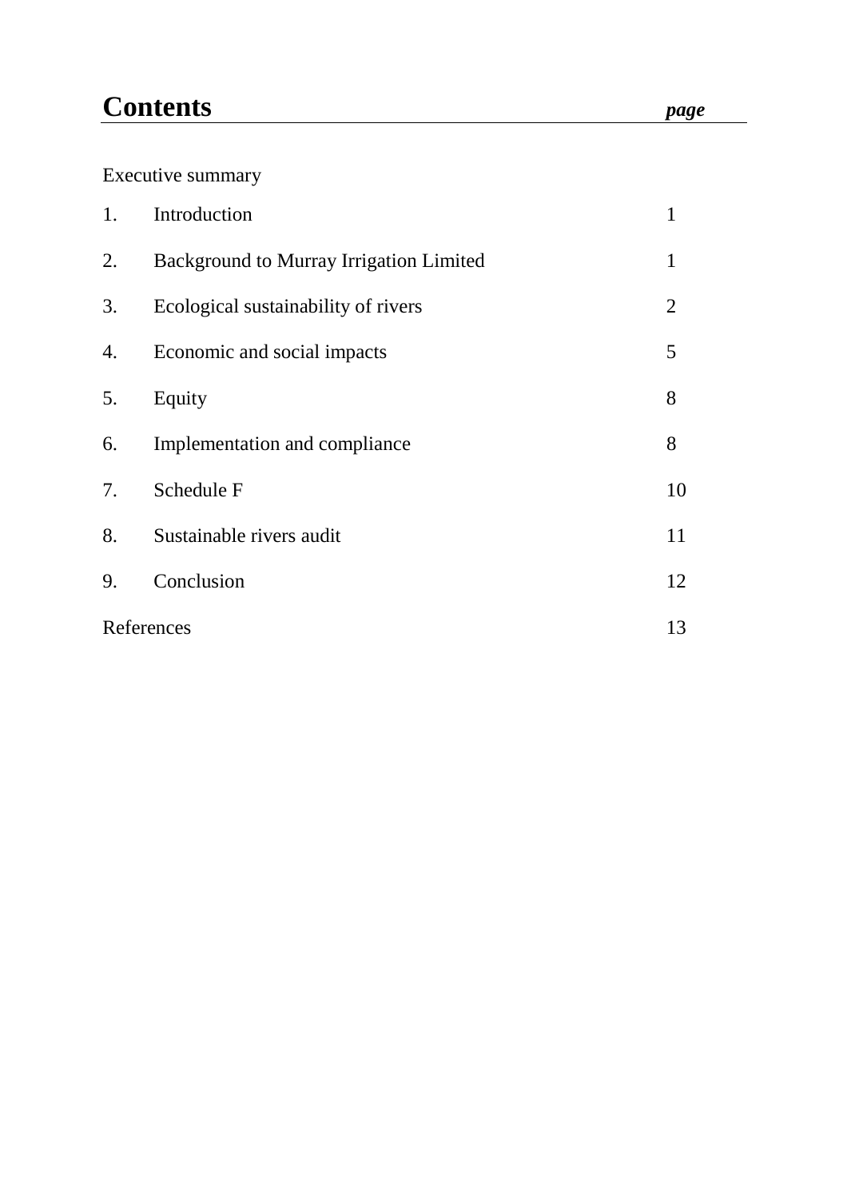# Contents

| | | *page* |
|---|---|---|
| Executive summary | | |
| 1. | Introduction | 1 |
| 2. | Background to Murray Irrigation Limited | 1 |
| 3. | Ecological sustainability of rivers | 2 |
| 4. | Economic and social impacts | 5 |
| 5. | Equity | 8 |
| 6. | Implementation and compliance | 8 |
| 7. | Schedule F | 10 |
| 8. | Sustainable rivers audit | 11 |
| 9. | Conclusion | 12 |
| References | | 13 |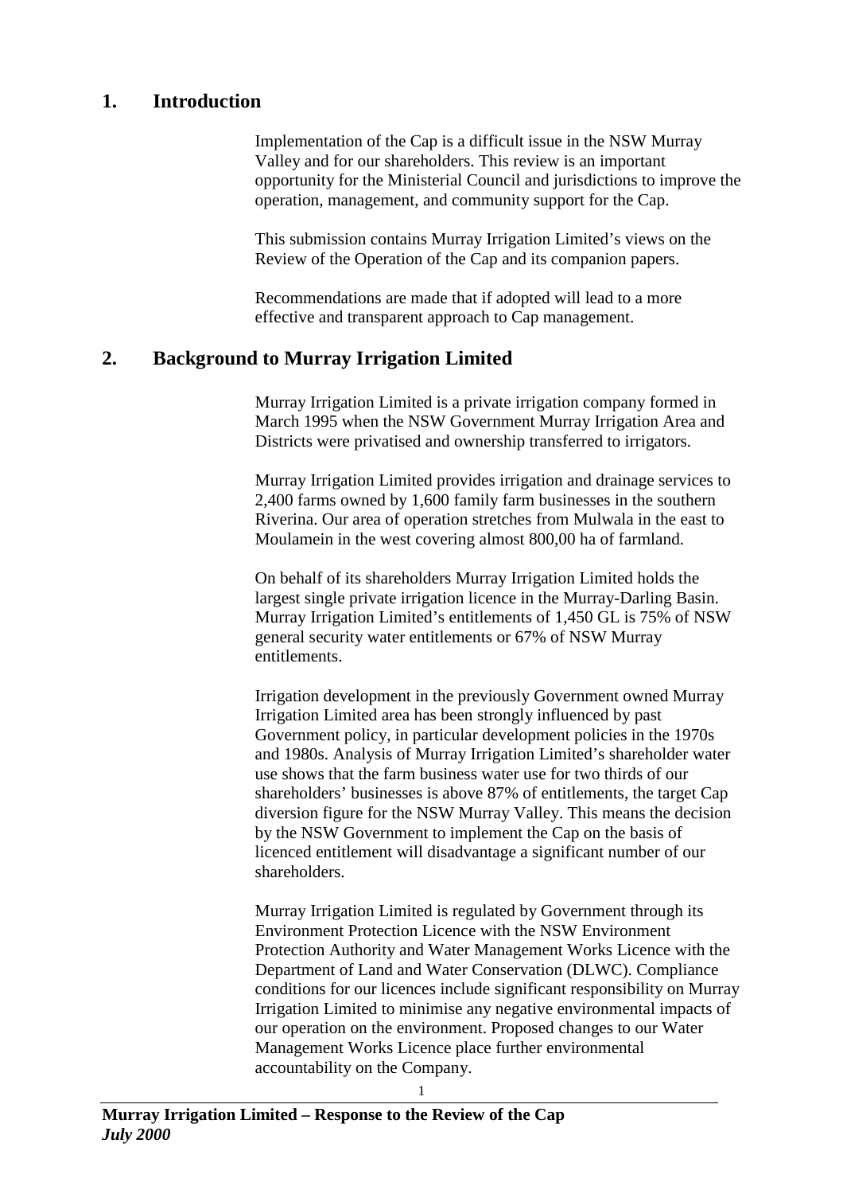## 1. Introduction

Implementation of the Cap is a difficult issue in the NSW Murray Valley and for our shareholders. This review is an important opportunity for the Ministerial Council and jurisdictions to improve the operation, management, and community support for the Cap.

This submission contains Murray Irrigation Limited's views on the Review of the Operation of the Cap and its companion papers.

Recommendations are made that if adopted will lead to a more effective and transparent approach to Cap management.

## 2. Background to Murray Irrigation Limited

Murray Irrigation Limited is a private irrigation company formed in March 1995 when the NSW Government Murray Irrigation Area and Districts were privatised and ownership transferred to irrigators.

Murray Irrigation Limited provides irrigation and drainage services to 2,400 farms owned by 1,600 family farm businesses in the southern Riverina. Our area of operation stretches from Mulwala in the east to Moulamein in the west covering almost 800,00 ha of farmland.

On behalf of its shareholders Murray Irrigation Limited holds the largest single private irrigation licence in the Murray-Darling Basin. Murray Irrigation Limited's entitlements of 1,450 GL is 75% of NSW general security water entitlements or 67% of NSW Murray entitlements.

Irrigation development in the previously Government owned Murray Irrigation Limited area has been strongly influenced by past Government policy, in particular development policies in the 1970s and 1980s. Analysis of Murray Irrigation Limited's shareholder water use shows that the farm business water use for two thirds of our shareholders' businesses is above 87% of entitlements, the target Cap diversion figure for the NSW Murray Valley. This means the decision by the NSW Government to implement the Cap on the basis of licenced entitlement will disadvantage a significant number of our shareholders.

Murray Irrigation Limited is regulated by Government through its Environment Protection Licence with the NSW Environment Protection Authority and Water Management Works Licence with the Department of Land and Water Conservation (DLWC). Compliance conditions for our licences include significant responsibility on Murray Irrigation Limited to minimise any negative environmental impacts of our operation on the environment. Proposed changes to our Water Management Works Licence place further environmental accountability on the Company.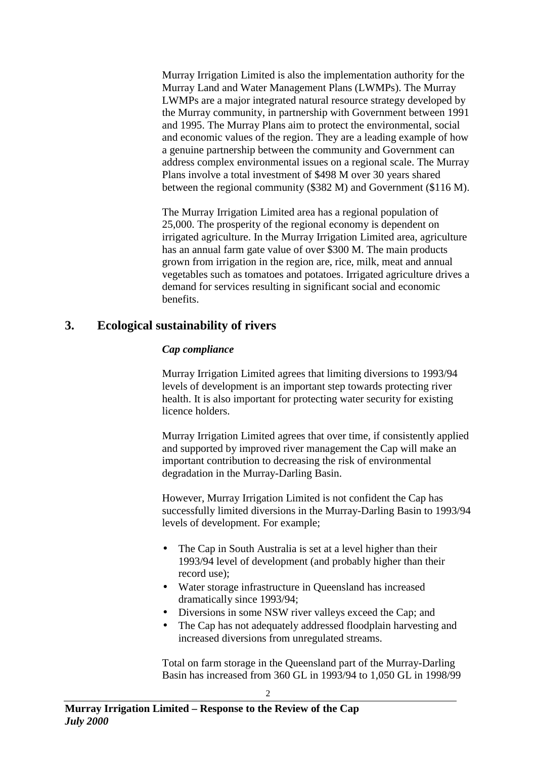Murray Irrigation Limited is also the implementation authority for the Murray Land and Water Management Plans (LWMPs). The Murray LWMPs are a major integrated natural resource strategy developed by the Murray community, in partnership with Government between 1991 and 1995. The Murray Plans aim to protect the environmental, social and economic values of the region. They are a leading example of how a genuine partnership between the community and Government can address complex environmental issues on a regional scale. The Murray Plans involve a total investment of $498 M over 30 years shared between the regional community ($382 M) and Government ($116 M).

The Murray Irrigation Limited area has a regional population of 25,000. The prosperity of the regional economy is dependent on irrigated agriculture. In the Murray Irrigation Limited area, agriculture has an annual farm gate value of over $300 M. The main products grown from irrigation in the region are, rice, milk, meat and annual vegetables such as tomatoes and potatoes. Irrigated agriculture drives a demand for services resulting in significant social and economic benefits.

## 3. Ecological sustainability of rivers

***Cap compliance***

Murray Irrigation Limited agrees that limiting diversions to 1993/94 levels of development is an important step towards protecting river health. It is also important for protecting water security for existing licence holders.

Murray Irrigation Limited agrees that over time, if consistently applied and supported by improved river management the Cap will make an important contribution to decreasing the risk of environmental degradation in the Murray-Darling Basin.

However, Murray Irrigation Limited is not confident the Cap has successfully limited diversions in the Murray-Darling Basin to 1993/94 levels of development. For example;

- The Cap in South Australia is set at a level higher than their 1993/94 level of development (and probably higher than their record use);
- Water storage infrastructure in Queensland has increased dramatically since 1993/94;
- Diversions in some NSW river valleys exceed the Cap; and
- The Cap has not adequately addressed floodplain harvesting and increased diversions from unregulated streams.

Total on farm storage in the Queensland part of the Murray-Darling Basin has increased from 360 GL in 1993/94 to 1,050 GL in 1998/99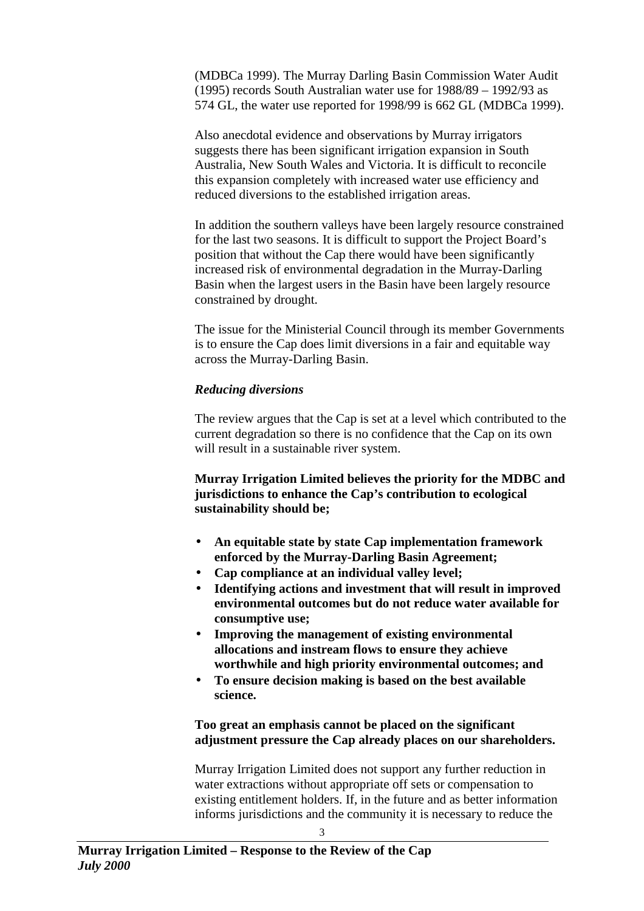(MDBCa 1999). The Murray Darling Basin Commission Water Audit (1995) records South Australian water use for 1988/89 – 1992/93 as 574 GL, the water use reported for 1998/99 is 662 GL (MDBCa 1999).

Also anecdotal evidence and observations by Murray irrigators suggests there has been significant irrigation expansion in South Australia, New South Wales and Victoria. It is difficult to reconcile this expansion completely with increased water use efficiency and reduced diversions to the established irrigation areas.

In addition the southern valleys have been largely resource constrained for the last two seasons. It is difficult to support the Project Board's position that without the Cap there would have been significantly increased risk of environmental degradation in the Murray-Darling Basin when the largest users in the Basin have been largely resource constrained by drought.

The issue for the Ministerial Council through its member Governments is to ensure the Cap does limit diversions in a fair and equitable way across the Murray-Darling Basin.

***Reducing diversions***

The review argues that the Cap is set at a level which contributed to the current degradation so there is no confidence that the Cap on its own will result in a sustainable river system.

**Murray Irrigation Limited believes the priority for the MDBC and jurisdictions to enhance the Cap's contribution to ecological sustainability should be;**

- **An equitable state by state Cap implementation framework enforced by the Murray-Darling Basin Agreement;**
- **Cap compliance at an individual valley level;**
- **Identifying actions and investment that will result in improved environmental outcomes but do not reduce water available for consumptive use;**
- **Improving the management of existing environmental allocations and instream flows to ensure they achieve worthwhile and high priority environmental outcomes; and**
- **To ensure decision making is based on the best available science.**

**Too great an emphasis cannot be placed on the significant adjustment pressure the Cap already places on our shareholders.**

Murray Irrigation Limited does not support any further reduction in water extractions without appropriate off sets or compensation to existing entitlement holders. If, in the future and as better information informs jurisdictions and the community it is necessary to reduce the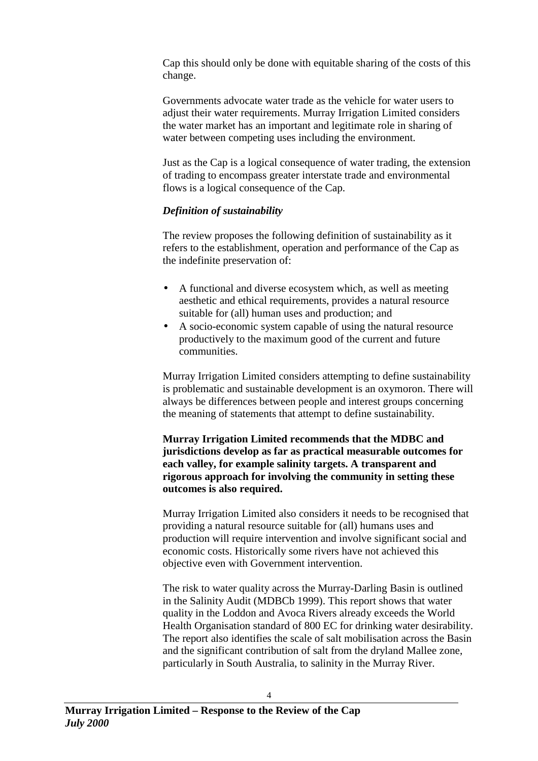Cap this should only be done with equitable sharing of the costs of this change.

Governments advocate water trade as the vehicle for water users to adjust their water requirements. Murray Irrigation Limited considers the water market has an important and legitimate role in sharing of water between competing uses including the environment.

Just as the Cap is a logical consequence of water trading, the extension of trading to encompass greater interstate trade and environmental flows is a logical consequence of the Cap.

***Definition of sustainability***

The review proposes the following definition of sustainability as it refers to the establishment, operation and performance of the Cap as the indefinite preservation of:

- A functional and diverse ecosystem which, as well as meeting aesthetic and ethical requirements, provides a natural resource suitable for (all) human uses and production; and
- A socio-economic system capable of using the natural resource productively to the maximum good of the current and future communities.

Murray Irrigation Limited considers attempting to define sustainability is problematic and sustainable development is an oxymoron. There will always be differences between people and interest groups concerning the meaning of statements that attempt to define sustainability.

**Murray Irrigation Limited recommends that the MDBC and jurisdictions develop as far as practical measurable outcomes for each valley, for example salinity targets. A transparent and rigorous approach for involving the community in setting these outcomes is also required.**

Murray Irrigation Limited also considers it needs to be recognised that providing a natural resource suitable for (all) humans uses and production will require intervention and involve significant social and economic costs. Historically some rivers have not achieved this objective even with Government intervention.

The risk to water quality across the Murray-Darling Basin is outlined in the Salinity Audit (MDBCb 1999). This report shows that water quality in the Loddon and Avoca Rivers already exceeds the World Health Organisation standard of 800 EC for drinking water desirability. The report also identifies the scale of salt mobilisation across the Basin and the significant contribution of salt from the dryland Mallee zone, particularly in South Australia, to salinity in the Murray River.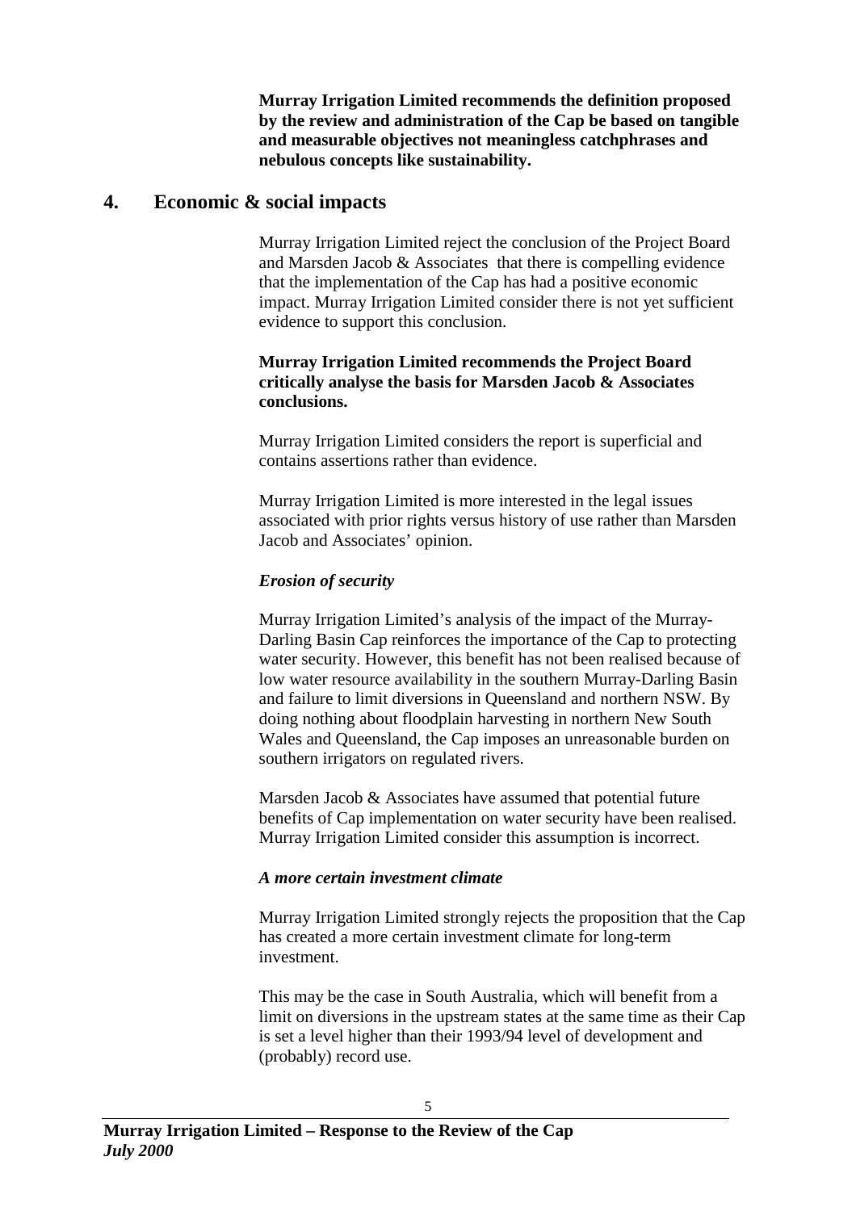**Murray Irrigation Limited recommends the definition proposed by the review and administration of the Cap be based on tangible and measurable objectives not meaningless catchphrases and nebulous concepts like sustainability.**

## 4. Economic & social impacts

Murray Irrigation Limited reject the conclusion of the Project Board and Marsden Jacob & Associates that there is compelling evidence that the implementation of the Cap has had a positive economic impact. Murray Irrigation Limited consider there is not yet sufficient evidence to support this conclusion.

**Murray Irrigation Limited recommends the Project Board critically analyse the basis for Marsden Jacob & Associates conclusions.**

Murray Irrigation Limited considers the report is superficial and contains assertions rather than evidence.

Murray Irrigation Limited is more interested in the legal issues associated with prior rights versus history of use rather than Marsden Jacob and Associates' opinion.

### *Erosion of security*

Murray Irrigation Limited's analysis of the impact of the Murray-Darling Basin Cap reinforces the importance of the Cap to protecting water security. However, this benefit has not been realised because of low water resource availability in the southern Murray-Darling Basin and failure to limit diversions in Queensland and northern NSW. By doing nothing about floodplain harvesting in northern New South Wales and Queensland, the Cap imposes an unreasonable burden on southern irrigators on regulated rivers.

Marsden Jacob & Associates have assumed that potential future benefits of Cap implementation on water security have been realised. Murray Irrigation Limited consider this assumption is incorrect.

### *A more certain investment climate*

Murray Irrigation Limited strongly rejects the proposition that the Cap has created a more certain investment climate for long-term investment.

This may be the case in South Australia, which will benefit from a limit on diversions in the upstream states at the same time as their Cap is set a level higher than their 1993/94 level of development and (probably) record use.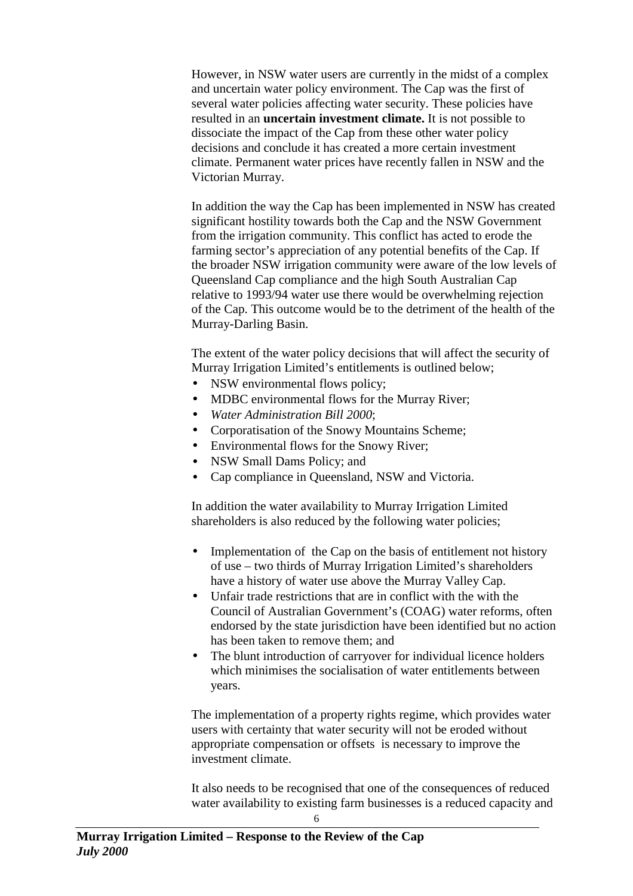However, in NSW water users are currently in the midst of a complex and uncertain water policy environment. The Cap was the first of several water policies affecting water security. These policies have resulted in an **uncertain investment climate.** It is not possible to dissociate the impact of the Cap from these other water policy decisions and conclude it has created a more certain investment climate. Permanent water prices have recently fallen in NSW and the Victorian Murray.

In addition the way the Cap has been implemented in NSW has created significant hostility towards both the Cap and the NSW Government from the irrigation community. This conflict has acted to erode the farming sector's appreciation of any potential benefits of the Cap. If the broader NSW irrigation community were aware of the low levels of Queensland Cap compliance and the high South Australian Cap relative to 1993/94 water use there would be overwhelming rejection of the Cap. This outcome would be to the detriment of the health of the Murray-Darling Basin.

The extent of the water policy decisions that will affect the security of Murray Irrigation Limited's entitlements is outlined below;

- NSW environmental flows policy;
- MDBC environmental flows for the Murray River;
- *Water Administration Bill 2000*;
- Corporatisation of the Snowy Mountains Scheme;
- Environmental flows for the Snowy River;
- NSW Small Dams Policy; and
- Cap compliance in Queensland, NSW and Victoria.

In addition the water availability to Murray Irrigation Limited shareholders is also reduced by the following water policies;

- Implementation of the Cap on the basis of entitlement not history of use – two thirds of Murray Irrigation Limited's shareholders have a history of water use above the Murray Valley Cap.
- Unfair trade restrictions that are in conflict with the with the Council of Australian Government's (COAG) water reforms, often endorsed by the state jurisdiction have been identified but no action has been taken to remove them; and
- The blunt introduction of carryover for individual licence holders which minimises the socialisation of water entitlements between years.

The implementation of a property rights regime, which provides water users with certainty that water security will not be eroded without appropriate compensation or offsets is necessary to improve the investment climate.

It also needs to be recognised that one of the consequences of reduced water availability to existing farm businesses is a reduced capacity and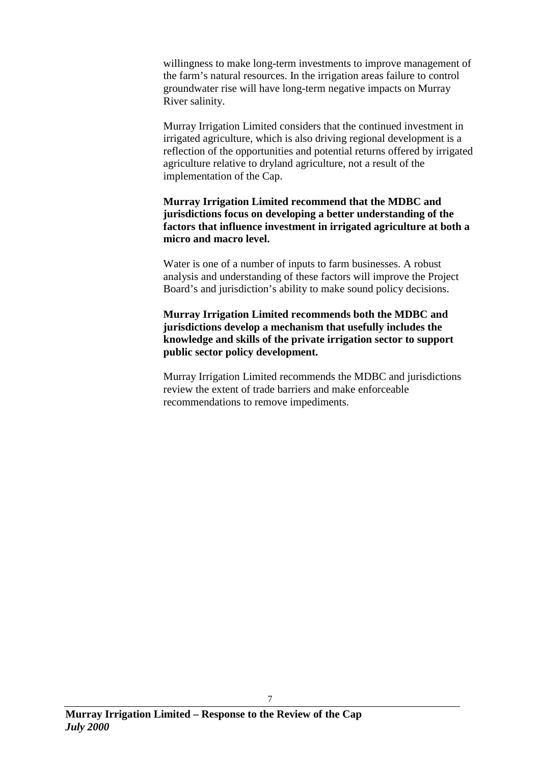willingness to make long-term investments to improve management of the farm's natural resources. In the irrigation areas failure to control groundwater rise will have long-term negative impacts on Murray River salinity.

Murray Irrigation Limited considers that the continued investment in irrigated agriculture, which is also driving regional development is a reflection of the opportunities and potential returns offered by irrigated agriculture relative to dryland agriculture, not a result of the implementation of the Cap.

**Murray Irrigation Limited recommend that the MDBC and jurisdictions focus on developing a better understanding of the factors that influence investment in irrigated agriculture at both a micro and macro level.**

Water is one of a number of inputs to farm businesses. A robust analysis and understanding of these factors will improve the Project Board's and jurisdiction's ability to make sound policy decisions.

**Murray Irrigation Limited recommends both the MDBC and jurisdictions develop a mechanism that usefully includes the knowledge and skills of the private irrigation sector to support public sector policy development.**

Murray Irrigation Limited recommends the MDBC and jurisdictions review the extent of trade barriers and make enforceable recommendations to remove impediments.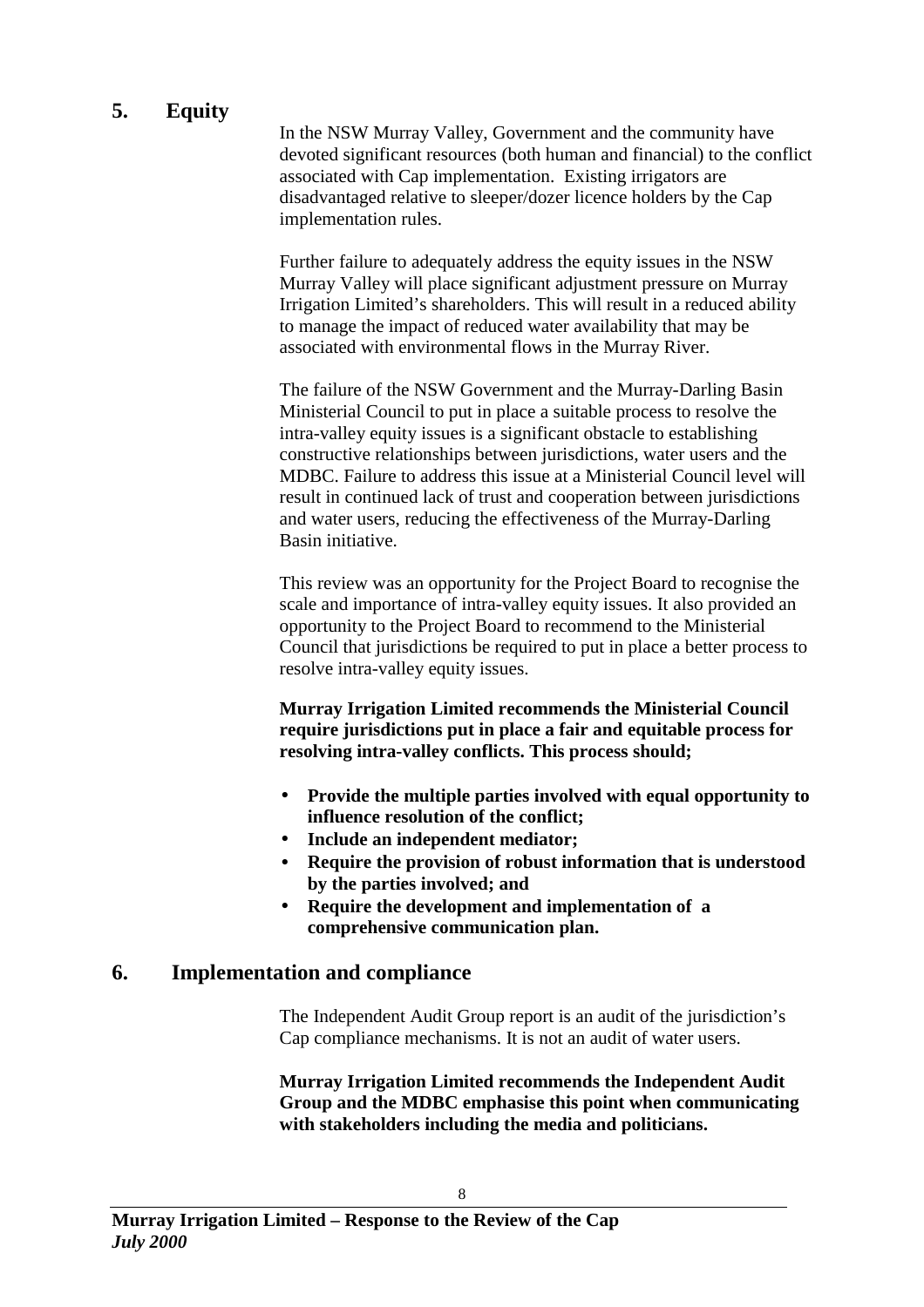## 5. Equity

In the NSW Murray Valley, Government and the community have devoted significant resources (both human and financial) to the conflict associated with Cap implementation. Existing irrigators are disadvantaged relative to sleeper/dozer licence holders by the Cap implementation rules.

Further failure to adequately address the equity issues in the NSW Murray Valley will place significant adjustment pressure on Murray Irrigation Limited's shareholders. This will result in a reduced ability to manage the impact of reduced water availability that may be associated with environmental flows in the Murray River.

The failure of the NSW Government and the Murray-Darling Basin Ministerial Council to put in place a suitable process to resolve the intra-valley equity issues is a significant obstacle to establishing constructive relationships between jurisdictions, water users and the MDBC. Failure to address this issue at a Ministerial Council level will result in continued lack of trust and cooperation between jurisdictions and water users, reducing the effectiveness of the Murray-Darling Basin initiative.

This review was an opportunity for the Project Board to recognise the scale and importance of intra-valley equity issues. It also provided an opportunity to the Project Board to recommend to the Ministerial Council that jurisdictions be required to put in place a better process to resolve intra-valley equity issues.

**Murray Irrigation Limited recommends the Ministerial Council require jurisdictions put in place a fair and equitable process for resolving intra-valley conflicts. This process should;**

- **Provide the multiple parties involved with equal opportunity to influence resolution of the conflict;**
- **Include an independent mediator;**
- **Require the provision of robust information that is understood by the parties involved; and**
- **Require the development and implementation of a comprehensive communication plan.**

## 6. Implementation and compliance

The Independent Audit Group report is an audit of the jurisdiction's Cap compliance mechanisms. It is not an audit of water users.

**Murray Irrigation Limited recommends the Independent Audit Group and the MDBC emphasise this point when communicating with stakeholders including the media and politicians.**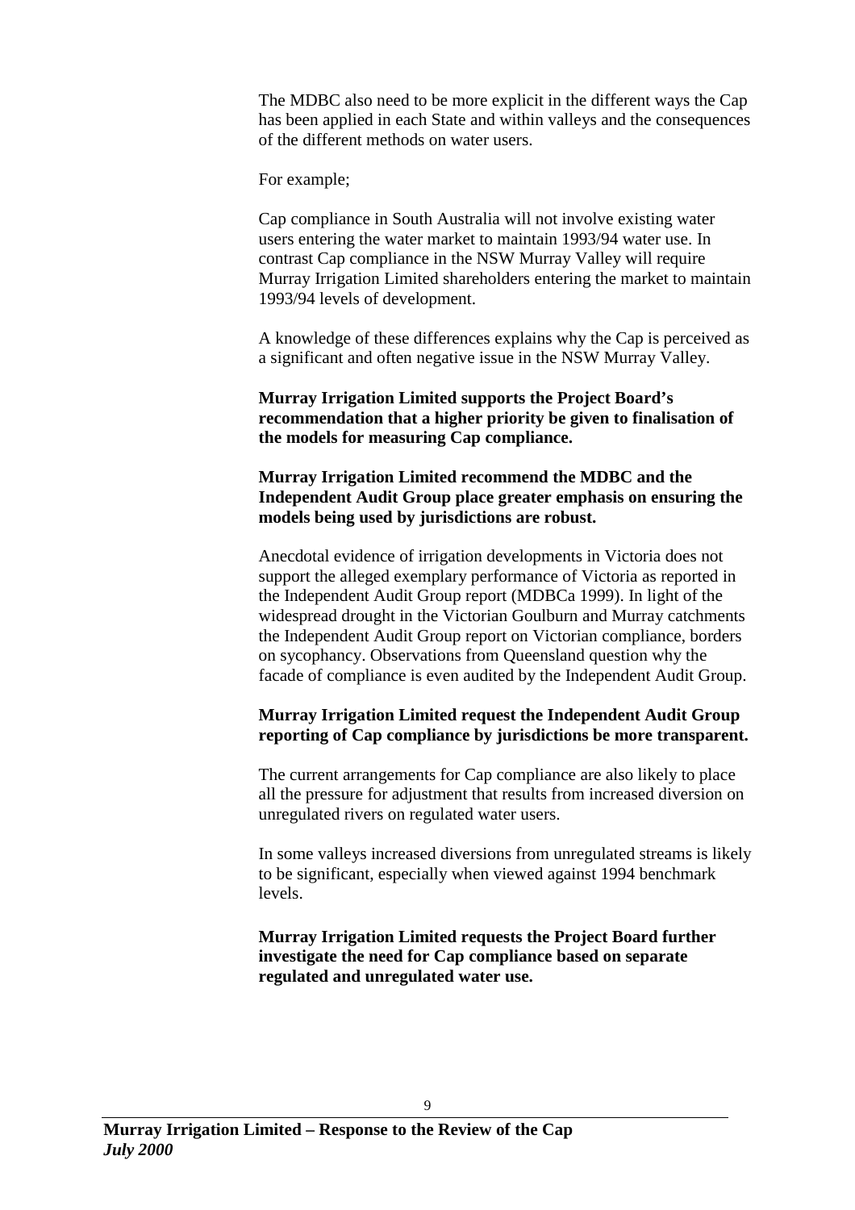The MDBC also need to be more explicit in the different ways the Cap has been applied in each State and within valleys and the consequences of the different methods on water users.

For example;

Cap compliance in South Australia will not involve existing water users entering the water market to maintain 1993/94 water use. In contrast Cap compliance in the NSW Murray Valley will require Murray Irrigation Limited shareholders entering the market to maintain 1993/94 levels of development.

A knowledge of these differences explains why the Cap is perceived as a significant and often negative issue in the NSW Murray Valley.

**Murray Irrigation Limited supports the Project Board's recommendation that a higher priority be given to finalisation of the models for measuring Cap compliance.**

**Murray Irrigation Limited recommend the MDBC and the Independent Audit Group place greater emphasis on ensuring the models being used by jurisdictions are robust.**

Anecdotal evidence of irrigation developments in Victoria does not support the alleged exemplary performance of Victoria as reported in the Independent Audit Group report (MDBCa 1999). In light of the widespread drought in the Victorian Goulburn and Murray catchments the Independent Audit Group report on Victorian compliance, borders on sycophancy. Observations from Queensland question why the facade of compliance is even audited by the Independent Audit Group.

**Murray Irrigation Limited request the Independent Audit Group reporting of Cap compliance by jurisdictions be more transparent.**

The current arrangements for Cap compliance are also likely to place all the pressure for adjustment that results from increased diversion on unregulated rivers on regulated water users.

In some valleys increased diversions from unregulated streams is likely to be significant, especially when viewed against 1994 benchmark levels.

**Murray Irrigation Limited requests the Project Board further investigate the need for Cap compliance based on separate regulated and unregulated water use.**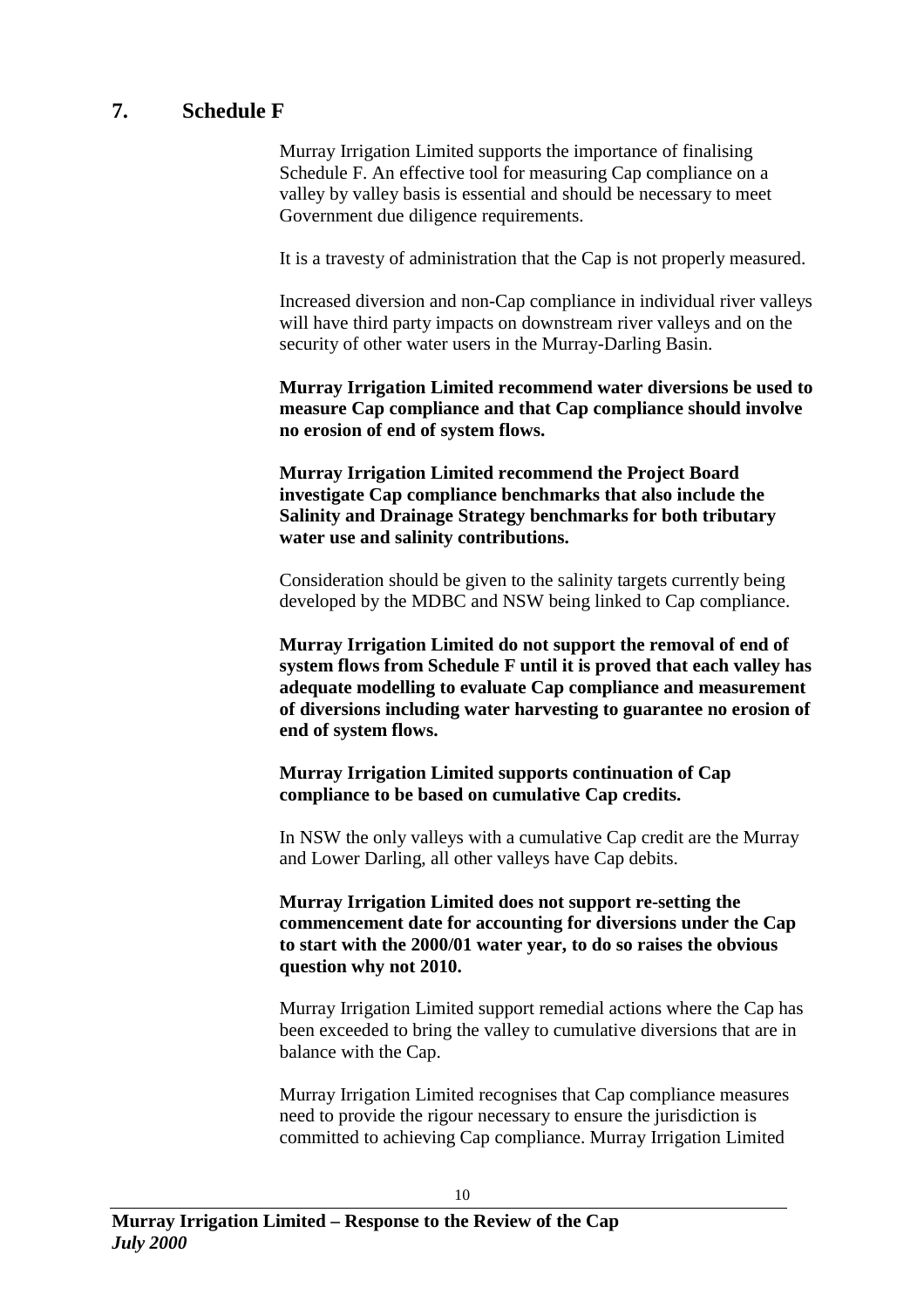## 7. Schedule F

Murray Irrigation Limited supports the importance of finalising Schedule F. An effective tool for measuring Cap compliance on a valley by valley basis is essential and should be necessary to meet Government due diligence requirements.

It is a travesty of administration that the Cap is not properly measured.

Increased diversion and non-Cap compliance in individual river valleys will have third party impacts on downstream river valleys and on the security of other water users in the Murray-Darling Basin.

**Murray Irrigation Limited recommend water diversions be used to measure Cap compliance and that Cap compliance should involve no erosion of end of system flows.**

**Murray Irrigation Limited recommend the Project Board investigate Cap compliance benchmarks that also include the Salinity and Drainage Strategy benchmarks for both tributary water use and salinity contributions.**

Consideration should be given to the salinity targets currently being developed by the MDBC and NSW being linked to Cap compliance.

**Murray Irrigation Limited do not support the removal of end of system flows from Schedule F until it is proved that each valley has adequate modelling to evaluate Cap compliance and measurement of diversions including water harvesting to guarantee no erosion of end of system flows.**

**Murray Irrigation Limited supports continuation of Cap compliance to be based on cumulative Cap credits.**

In NSW the only valleys with a cumulative Cap credit are the Murray and Lower Darling, all other valleys have Cap debits.

**Murray Irrigation Limited does not support re-setting the commencement date for accounting for diversions under the Cap to start with the 2000/01 water year, to do so raises the obvious question why not 2010.**

Murray Irrigation Limited support remedial actions where the Cap has been exceeded to bring the valley to cumulative diversions that are in balance with the Cap.

Murray Irrigation Limited recognises that Cap compliance measures need to provide the rigour necessary to ensure the jurisdiction is committed to achieving Cap compliance. Murray Irrigation Limited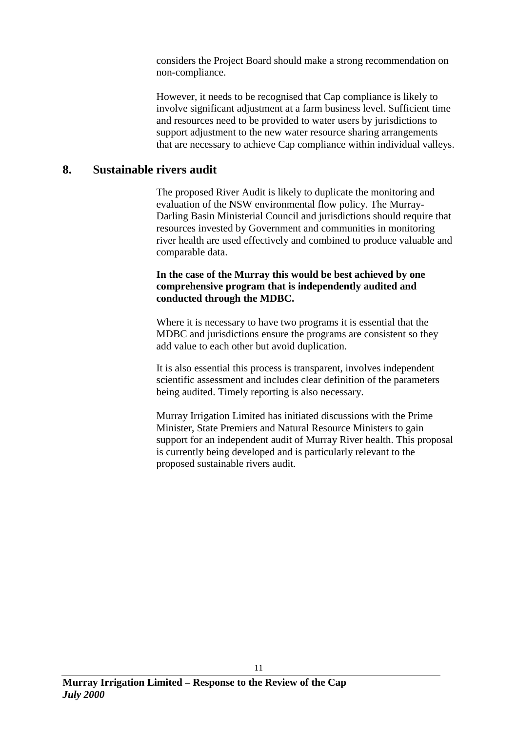considers the Project Board should make a strong recommendation on non-compliance.

However, it needs to be recognised that Cap compliance is likely to involve significant adjustment at a farm business level. Sufficient time and resources need to be provided to water users by jurisdictions to support adjustment to the new water resource sharing arrangements that are necessary to achieve Cap compliance within individual valleys.

## 8. Sustainable rivers audit

The proposed River Audit is likely to duplicate the monitoring and evaluation of the NSW environmental flow policy. The Murray-Darling Basin Ministerial Council and jurisdictions should require that resources invested by Government and communities in monitoring river health are used effectively and combined to produce valuable and comparable data.

**In the case of the Murray this would be best achieved by one comprehensive program that is independently audited and conducted through the MDBC.**

Where it is necessary to have two programs it is essential that the MDBC and jurisdictions ensure the programs are consistent so they add value to each other but avoid duplication.

It is also essential this process is transparent, involves independent scientific assessment and includes clear definition of the parameters being audited. Timely reporting is also necessary.

Murray Irrigation Limited has initiated discussions with the Prime Minister, State Premiers and Natural Resource Ministers to gain support for an independent audit of Murray River health. This proposal is currently being developed and is particularly relevant to the proposed sustainable rivers audit.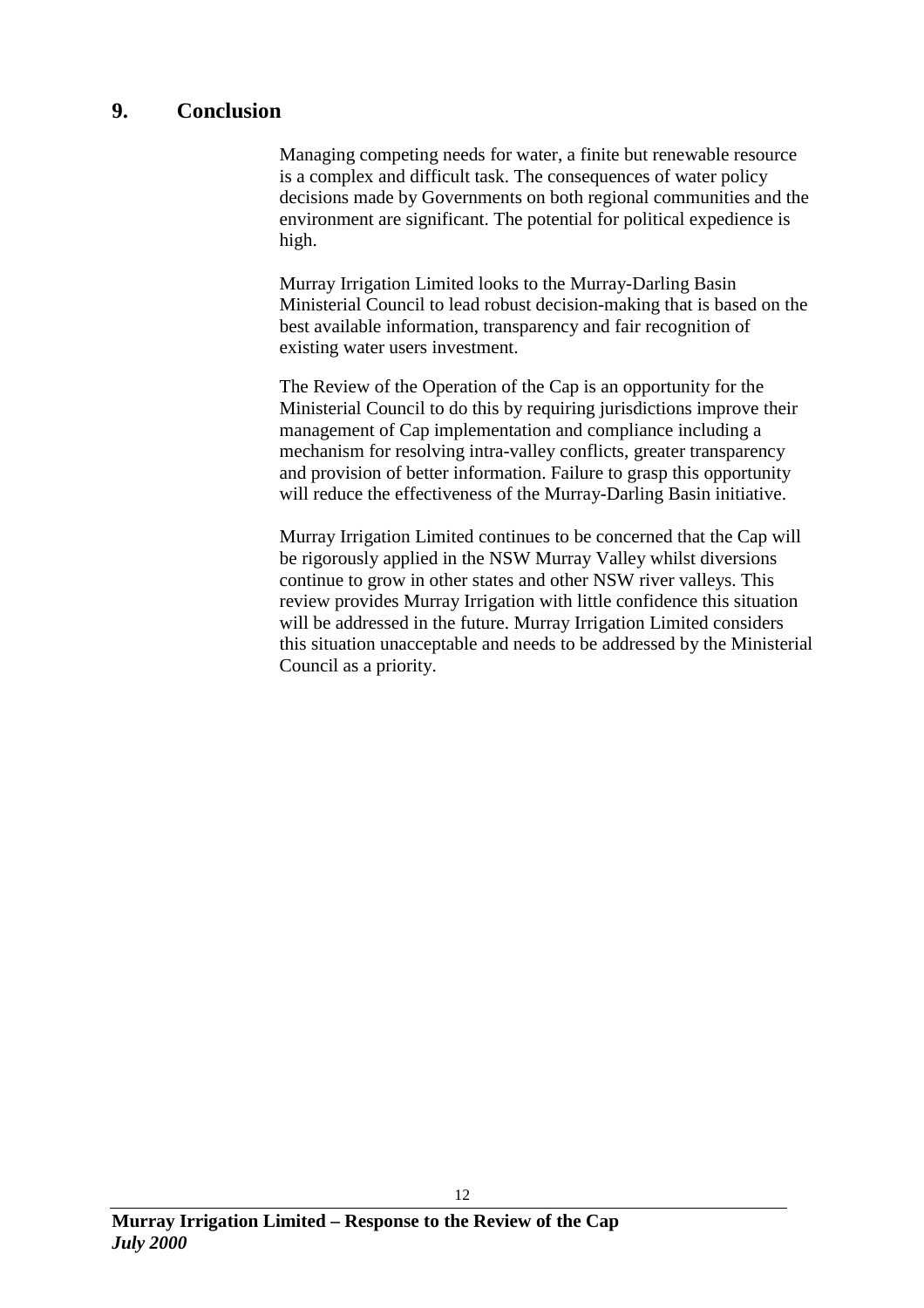## 9. Conclusion

Managing competing needs for water, a finite but renewable resource is a complex and difficult task. The consequences of water policy decisions made by Governments on both regional communities and the environment are significant. The potential for political expedience is high.

Murray Irrigation Limited looks to the Murray-Darling Basin Ministerial Council to lead robust decision-making that is based on the best available information, transparency and fair recognition of existing water users investment.

The Review of the Operation of the Cap is an opportunity for the Ministerial Council to do this by requiring jurisdictions improve their management of Cap implementation and compliance including a mechanism for resolving intra-valley conflicts, greater transparency and provision of better information. Failure to grasp this opportunity will reduce the effectiveness of the Murray-Darling Basin initiative.

Murray Irrigation Limited continues to be concerned that the Cap will be rigorously applied in the NSW Murray Valley whilst diversions continue to grow in other states and other NSW river valleys. This review provides Murray Irrigation with little confidence this situation will be addressed in the future. Murray Irrigation Limited considers this situation unacceptable and needs to be addressed by the Ministerial Council as a priority.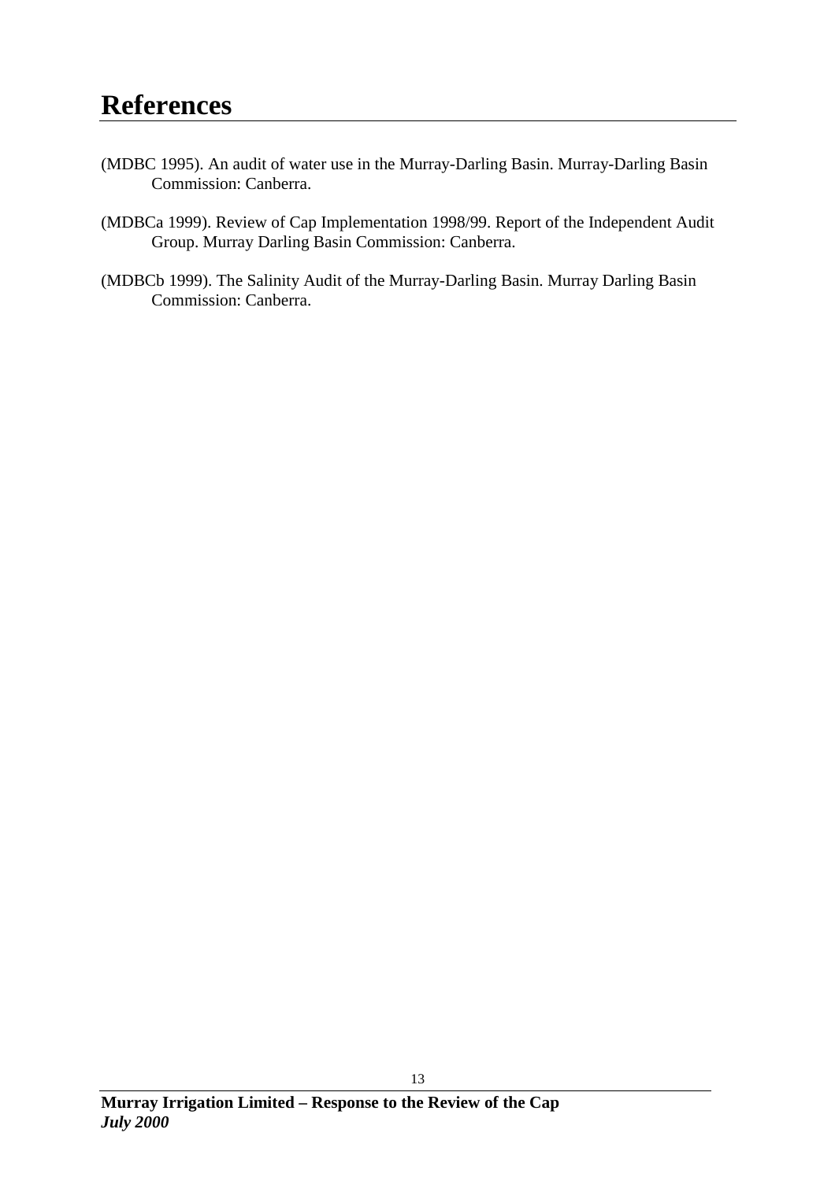# References

(MDBC 1995). An audit of water use in the Murray-Darling Basin. Murray-Darling Basin Commission: Canberra.

(MDBCa 1999). Review of Cap Implementation 1998/99. Report of the Independent Audit Group. Murray Darling Basin Commission: Canberra.

(MDBCb 1999). The Salinity Audit of the Murray-Darling Basin. Murray Darling Basin Commission: Canberra.